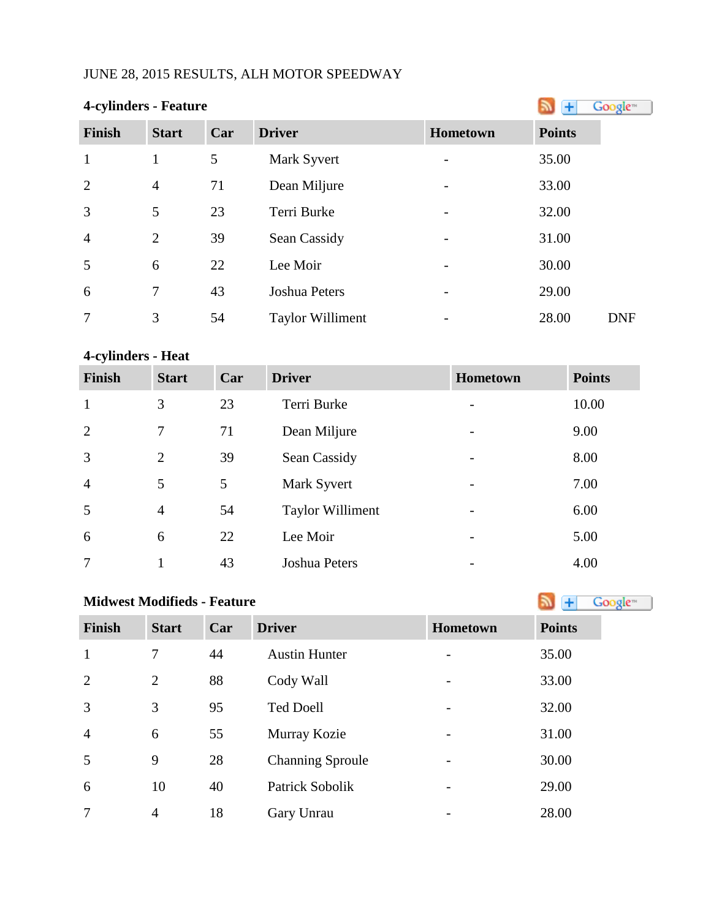JUNE 28, 2015 RESULTS, ALH MOTOR SPEEDWAY

### 4-cylinders - Feature

| Finish | Start | Car | Driver | Hometown | Points | |
|---|---|---|---|---|---|---|
| 1 | 1 | 5 | Mark Syvert | - | 35.00 | |
| 2 | 4 | 71 | Dean Miljure | - | 33.00 | |
| 3 | 5 | 23 | Terri Burke | - | 32.00 | |
| 4 | 2 | 39 | Sean Cassidy | - | 31.00 | |
| 5 | 6 | 22 | Lee Moir | - | 30.00 | |
| 6 | 7 | 43 | Joshua Peters | - | 29.00 | |
| 7 | 3 | 54 | Taylor Williment | - | 28.00 | DNF |

### 4-cylinders - Heat

| Finish | Start | Car | Driver | Hometown | Points |
|---|---|---|---|---|---|
| 1 | 3 | 23 | Terri Burke | - | 10.00 |
| 2 | 7 | 71 | Dean Miljure | - | 9.00 |
| 3 | 2 | 39 | Sean Cassidy | - | 8.00 |
| 4 | 5 | 5 | Mark Syvert | - | 7.00 |
| 5 | 4 | 54 | Taylor Williment | - | 6.00 |
| 6 | 6 | 22 | Lee Moir | - | 5.00 |
| 7 | 1 | 43 | Joshua Peters | - | 4.00 |

### Midwest Modifieds - Feature

| Finish | Start | Car | Driver | Hometown | Points |
|---|---|---|---|---|---|
| 1 | 7 | 44 | Austin Hunter | - | 35.00 |
| 2 | 2 | 88 | Cody Wall | - | 33.00 |
| 3 | 3 | 95 | Ted Doell | - | 32.00 |
| 4 | 6 | 55 | Murray Kozie | - | 31.00 |
| 5 | 9 | 28 | Channing Sproule | - | 30.00 |
| 6 | 10 | 40 | Patrick Sobolik | - | 29.00 |
| 7 | 4 | 18 | Gary Unrau | - | 28.00 |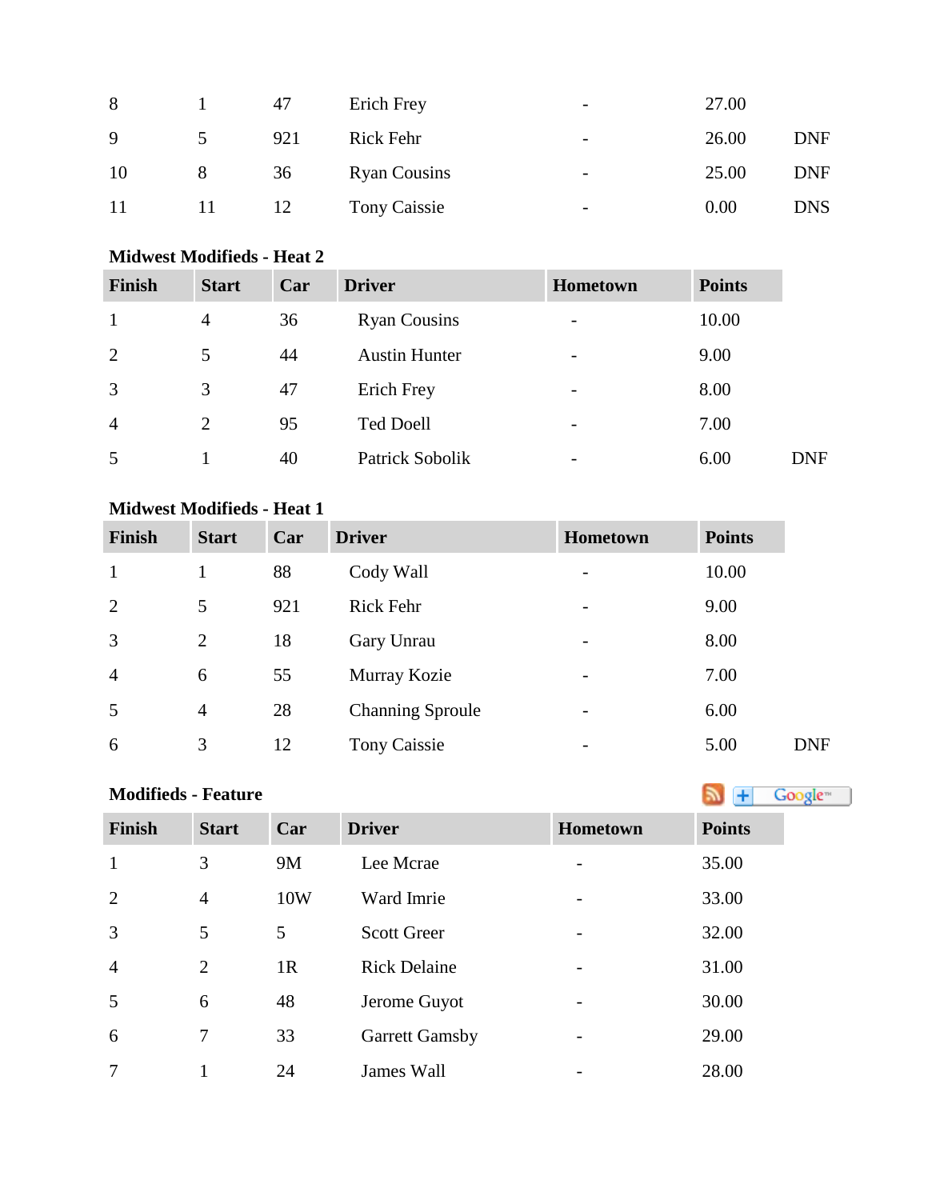| | | | | | | |
|---|---|---|---|---|---|---|
| 8 | 1 | 47 | Erich Frey | - | 27.00 | |
| 9 | 5 | 921 | Rick Fehr | - | 26.00 | DNF |
| 10 | 8 | 36 | Ryan Cousins | - | 25.00 | DNF |
| 11 | 11 | 12 | Tony Caissie | - | 0.00 | DNS |

**Midwest Modifieds - Heat 2**

| Finish | Start | Car | Driver | Hometown | Points | |
|---|---|---|---|---|---|---|
| 1 | 4 | 36 | Ryan Cousins | - | 10.00 | |
| 2 | 5 | 44 | Austin Hunter | - | 9.00 | |
| 3 | 3 | 47 | Erich Frey | - | 8.00 | |
| 4 | 2 | 95 | Ted Doell | - | 7.00 | |
| 5 | 1 | 40 | Patrick Sobolik | - | 6.00 | DNF |

**Midwest Modifieds - Heat 1**

| Finish | Start | Car | Driver | Hometown | Points | |
|---|---|---|---|---|---|---|
| 1 | 1 | 88 | Cody Wall | - | 10.00 | |
| 2 | 5 | 921 | Rick Fehr | - | 9.00 | |
| 3 | 2 | 18 | Gary Unrau | - | 8.00 | |
| 4 | 6 | 55 | Murray Kozie | - | 7.00 | |
| 5 | 4 | 28 | Channing Sproule | - | 6.00 | |
| 6 | 3 | 12 | Tony Caissie | - | 5.00 | DNF |

**Modifieds - Feature**

| Finish | Start | Car | Driver | Hometown | Points |
|---|---|---|---|---|---|
| 1 | 3 | 9M | Lee Mcrae | - | 35.00 |
| 2 | 4 | 10W | Ward Imrie | - | 33.00 |
| 3 | 5 | 5 | Scott Greer | - | 32.00 |
| 4 | 2 | 1R | Rick Delaine | - | 31.00 |
| 5 | 6 | 48 | Jerome Guyot | - | 30.00 |
| 6 | 7 | 33 | Garrett Gamsby | - | 29.00 |
| 7 | 1 | 24 | James Wall | - | 28.00 |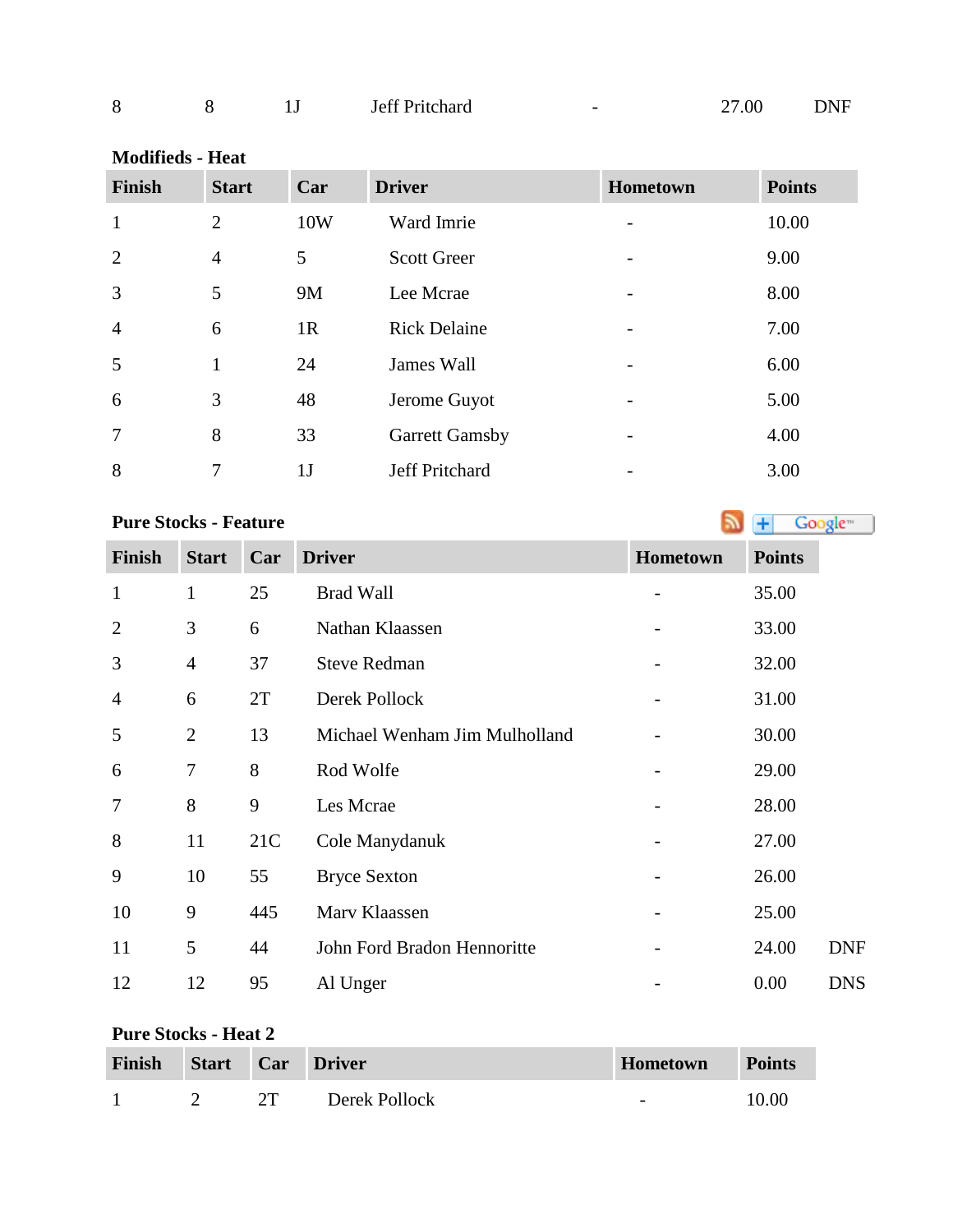| 8 | 8 | 1J | Jeff Pritchard | - | 27.00 | DNF |
|---|---|---|---|---|---|---|

**Modifieds - Heat**

| Finish | Start | Car | Driver | Hometown | Points |
|---|---|---|---|---|---|
| 1 | 2 | 10W | Ward Imrie | - | 10.00 |
| 2 | 4 | 5 | Scott Greer | - | 9.00 |
| 3 | 5 | 9M | Lee Mcrae | - | 8.00 |
| 4 | 6 | 1R | Rick Delaine | - | 7.00 |
| 5 | 1 | 24 | James Wall | - | 6.00 |
| 6 | 3 | 48 | Jerome Guyot | - | 5.00 |
| 7 | 8 | 33 | Garrett Gamsby | - | 4.00 |
| 8 | 7 | 1J | Jeff Pritchard | - | 3.00 |

**Pure Stocks - Feature**

| Finish | Start | Car | Driver | Hometown | Points | |
|---|---|---|---|---|---|---|
| 1 | 1 | 25 | Brad Wall | - | 35.00 | |
| 2 | 3 | 6 | Nathan Klaassen | - | 33.00 | |
| 3 | 4 | 37 | Steve Redman | - | 32.00 | |
| 4 | 6 | 2T | Derek Pollock | - | 31.00 | |
| 5 | 2 | 13 | Michael Wenham Jim Mulholland | - | 30.00 | |
| 6 | 7 | 8 | Rod Wolfe | - | 29.00 | |
| 7 | 8 | 9 | Les Mcrae | - | 28.00 | |
| 8 | 11 | 21C | Cole Manydanuk | - | 27.00 | |
| 9 | 10 | 55 | Bryce Sexton | - | 26.00 | |
| 10 | 9 | 445 | Marv Klaassen | - | 25.00 | |
| 11 | 5 | 44 | John Ford Bradon Hennoritte | - | 24.00 | DNF |
| 12 | 12 | 95 | Al Unger | - | 0.00 | DNS |

**Pure Stocks - Heat 2**

| Finish | Start | Car | Driver | Hometown | Points |
|---|---|---|---|---|---|
| 1 | 2 | 2T | Derek Pollock | - | 10.00 |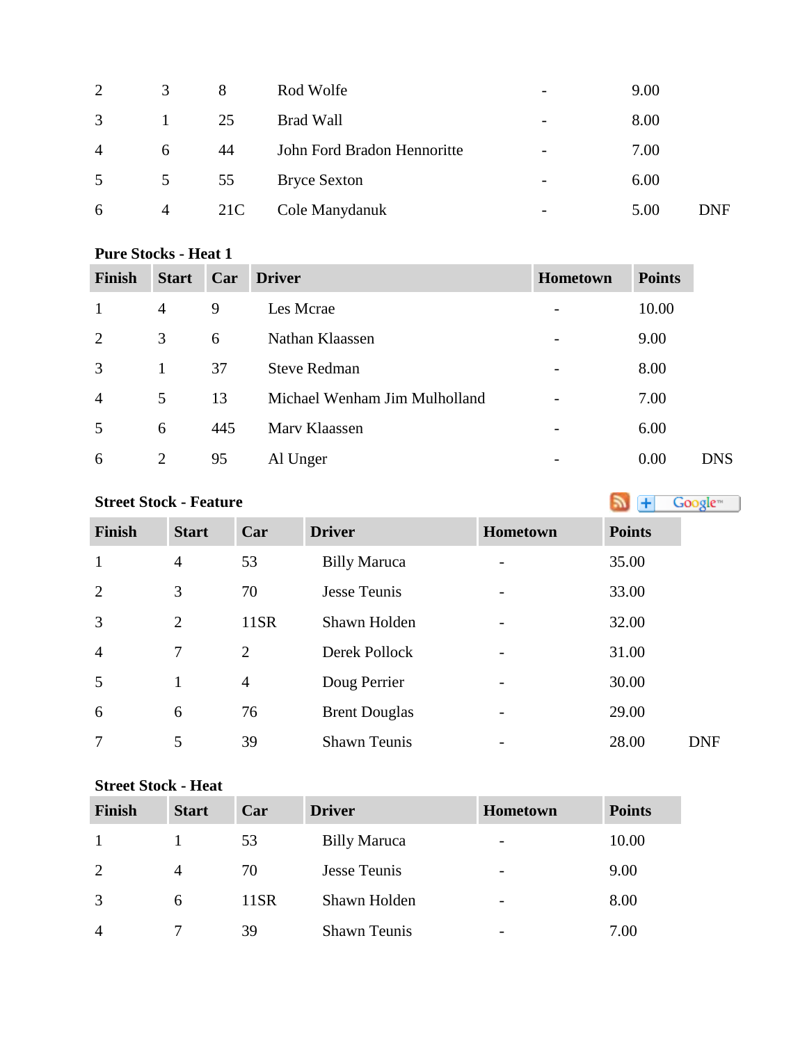| | | | | | | |
|---|---|---|---|---|---|---|
| 2 | 3 | 8 | Rod Wolfe | - | 9.00 | |
| 3 | 1 | 25 | Brad Wall | - | 8.00 | |
| 4 | 6 | 44 | John Ford Bradon Hennoritte | - | 7.00 | |
| 5 | 5 | 55 | Bryce Sexton | - | 6.00 | |
| 6 | 4 | 21C | Cole Manydanuk | - | 5.00 | DNF |

**Pure Stocks - Heat 1**

| Finish | Start | Car | Driver | Hometown | Points | |
|---|---|---|---|---|---|---|
| 1 | 4 | 9 | Les Mcrae | - | 10.00 | |
| 2 | 3 | 6 | Nathan Klaassen | - | 9.00 | |
| 3 | 1 | 37 | Steve Redman | - | 8.00 | |
| 4 | 5 | 13 | Michael Wenham Jim Mulholland | - | 7.00 | |
| 5 | 6 | 445 | Marv Klaassen | - | 6.00 | |
| 6 | 2 | 95 | Al Unger | - | 0.00 | DNS |

**Street Stock - Feature**

| Finish | Start | Car | Driver | Hometown | Points | |
|---|---|---|---|---|---|---|
| 1 | 4 | 53 | Billy Maruca | - | 35.00 | |
| 2 | 3 | 70 | Jesse Teunis | - | 33.00 | |
| 3 | 2 | 11SR | Shawn Holden | - | 32.00 | |
| 4 | 7 | 2 | Derek Pollock | - | 31.00 | |
| 5 | 1 | 4 | Doug Perrier | - | 30.00 | |
| 6 | 6 | 76 | Brent Douglas | - | 29.00 | |
| 7 | 5 | 39 | Shawn Teunis | - | 28.00 | DNF |

**Street Stock - Heat**

| Finish | Start | Car | Driver | Hometown | Points |
|---|---|---|---|---|---|
| 1 | 1 | 53 | Billy Maruca | - | 10.00 |
| 2 | 4 | 70 | Jesse Teunis | - | 9.00 |
| 3 | 6 | 11SR | Shawn Holden | - | 8.00 |
| 4 | 7 | 39 | Shawn Teunis | - | 7.00 |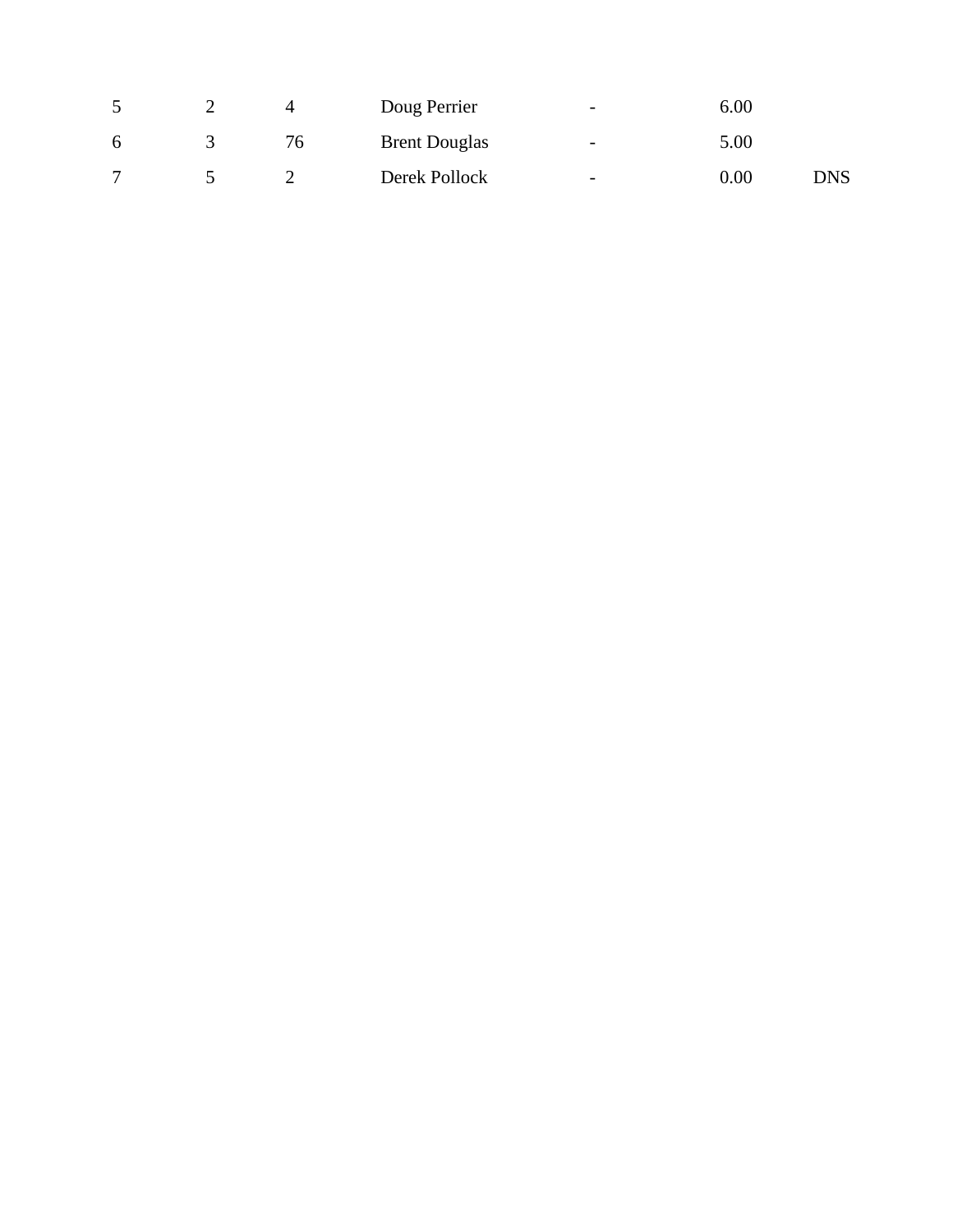| | | | | | | |
|---|---|---|---|---|---|---|
| 5 | 2 | 4 | Doug Perrier | - | 6.00 | |
| 6 | 3 | 76 | Brent Douglas | - | 5.00 | |
| 7 | 5 | 2 | Derek Pollock | - | 0.00 | DNS |